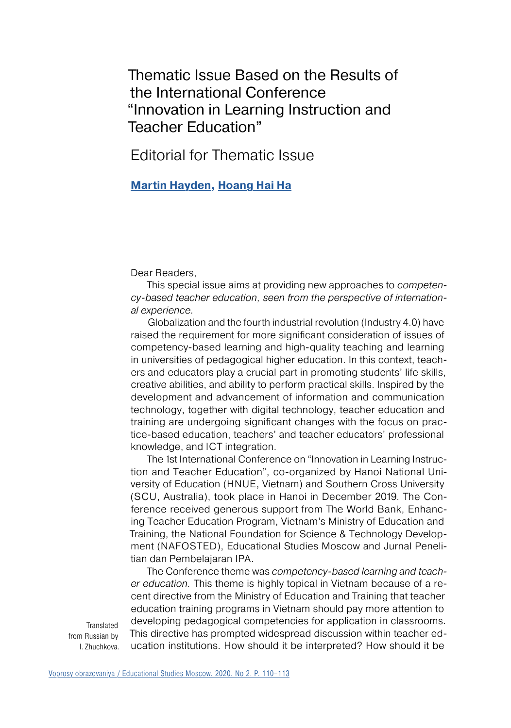# Thematic Issue Based on the Results of the International Conference "Innovation in Learning Instruction and Teacher Education"

## Editorial for Thematic Issue

**Martin Hayden, Hoang Hai Ha**

Translated from Russian by I. Zhuchkova.

Dear Readers,

This special issue aims at providing new approaches to *competency-based teacher education, seen from the perspective of international experience.*

Globalization and the fourth industrial revolution (Industry 4.0) have raised the requirement for more significant consideration of issues of competency-based learning and high-quality teaching and learning in universities of pedagogical higher education. In this context, teachers and educators play a crucial part in promoting students' life skills, creative abilities, and ability to perform practical skills. Inspired by the development and advancement of information and communication technology, together with digital technology, teacher education and training are undergoing significant changes with the focus on practice-based education, teachers' and teacher educators' professional knowledge, and ICT integration.

The 1st International Conference on "Innovation in Learning Instruction and Teacher Education", co-organized by Hanoi National University of Education (HNUE, Vietnam) and Southern Cross University (SCU, Australia), took place in Hanoi in December 2019. The Conference received generous support from The World Bank, Enhancing Teacher Education Program, Vietnam's Ministry of Education and Training, the National Foundation for Science & Technology Development (NAFOSTED), Educational Studies Moscow and Jurnal Penelitian dan Pembelajaran IPA.

The Conference theme was *competency-based learning and teacher education.* This theme is highly topical in Vietnam because of a recent directive from the Ministry of Education and Training that teacher education training programs in Vietnam should pay more attention to developing pedagogical competencies for application in classrooms. This directive has prompted widespread discussion within teacher education institutions. How should it be interpreted? How should it be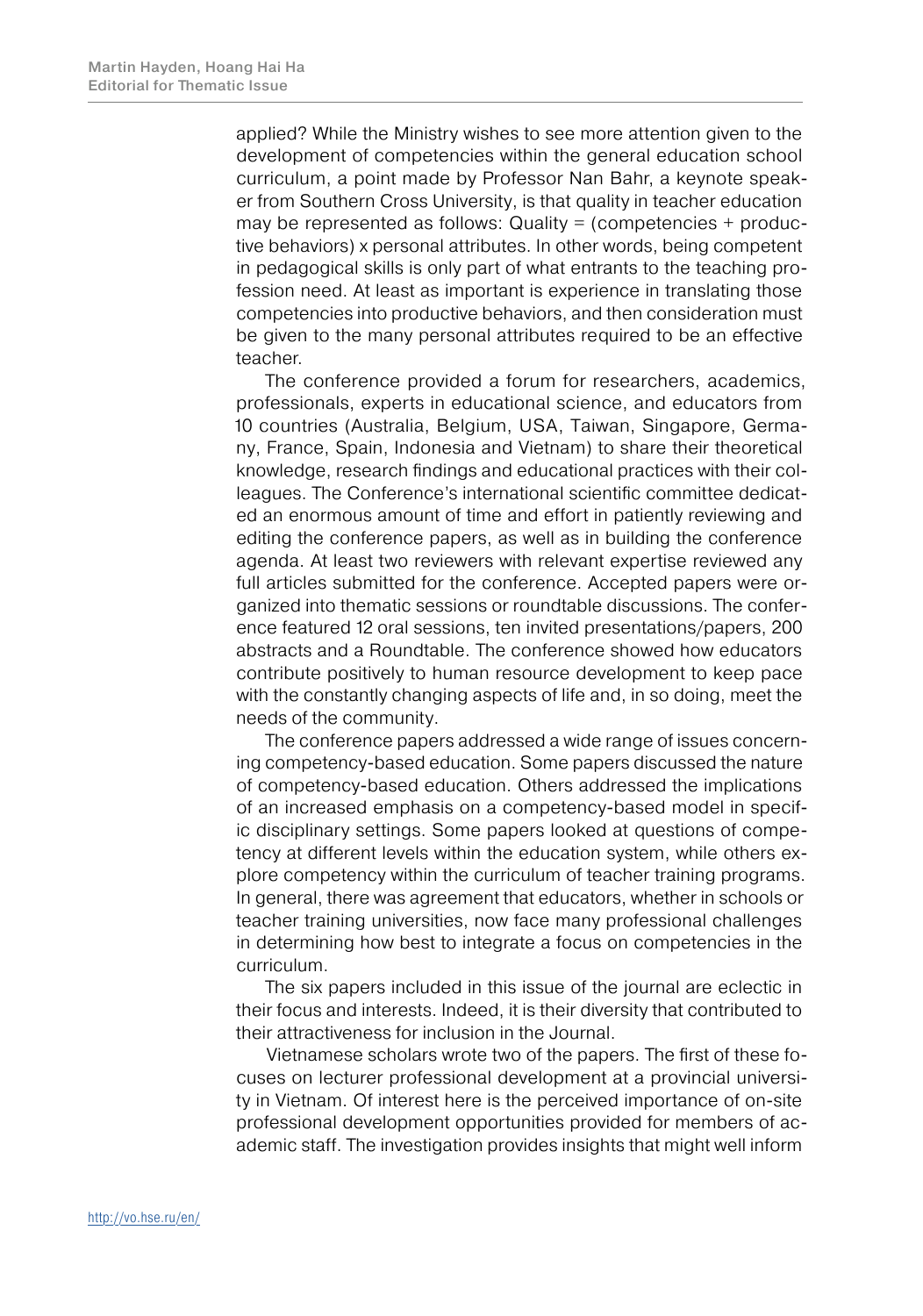applied? While the Ministry wishes to see more attention given to the development of competencies within the general education school curriculum, a point made by Professor Nan Bahr, a keynote speaker from Southern Cross University, is that quality in teacher education may be represented as follows: Quality = (competencies + productive behaviors) x personal attributes. In other words, being competent in pedagogical skills is only part of what entrants to the teaching profession need. At least as important is experience in translating those competencies into productive behaviors, and then consideration must be given to the many personal attributes required to be an effective teacher.

The conference provided a forum for researchers, academics, professionals, experts in educational science, and educators from 10 countries (Australia, Belgium, USA, Taiwan, Singapore, Germany, France, Spain, Indonesia and Vietnam) to share their theoretical knowledge, research findings and educational practices with their colleagues. The Conference's international scientific committee dedicated an enormous amount of time and effort in patiently reviewing and editing the conference papers, as well as in building the conference agenda. At least two reviewers with relevant expertise reviewed any full articles submitted for the conference. Accepted papers were organized into thematic sessions or roundtable discussions. The conference featured 12 oral sessions, ten invited presentations/papers, 200 abstracts and a Roundtable. The conference showed how educators contribute positively to human resource development to keep pace with the constantly changing aspects of life and, in so doing, meet the needs of the community.

The conference papers addressed a wide range of issues concerning competency-based education. Some papers discussed the nature of competency-based education. Others addressed the implications of an increased emphasis on a competency-based model in specific disciplinary settings. Some papers looked at questions of competency at different levels within the education system, while others explore competency within the curriculum of teacher training programs. In general, there was agreement that educators, whether in schools or teacher training universities, now face many professional challenges in determining how best to integrate a focus on competencies in the curriculum.

The six papers included in this issue of the journal are eclectic in their focus and interests. Indeed, it is their diversity that contributed to their attractiveness for inclusion in the Journal.

Vietnamese scholars wrote two of the papers. The first of these focuses on lecturer professional development at a provincial university in Vietnam. Of interest here is the perceived importance of on-site professional development opportunities provided for members of academic staff. The investigation provides insights that might well inform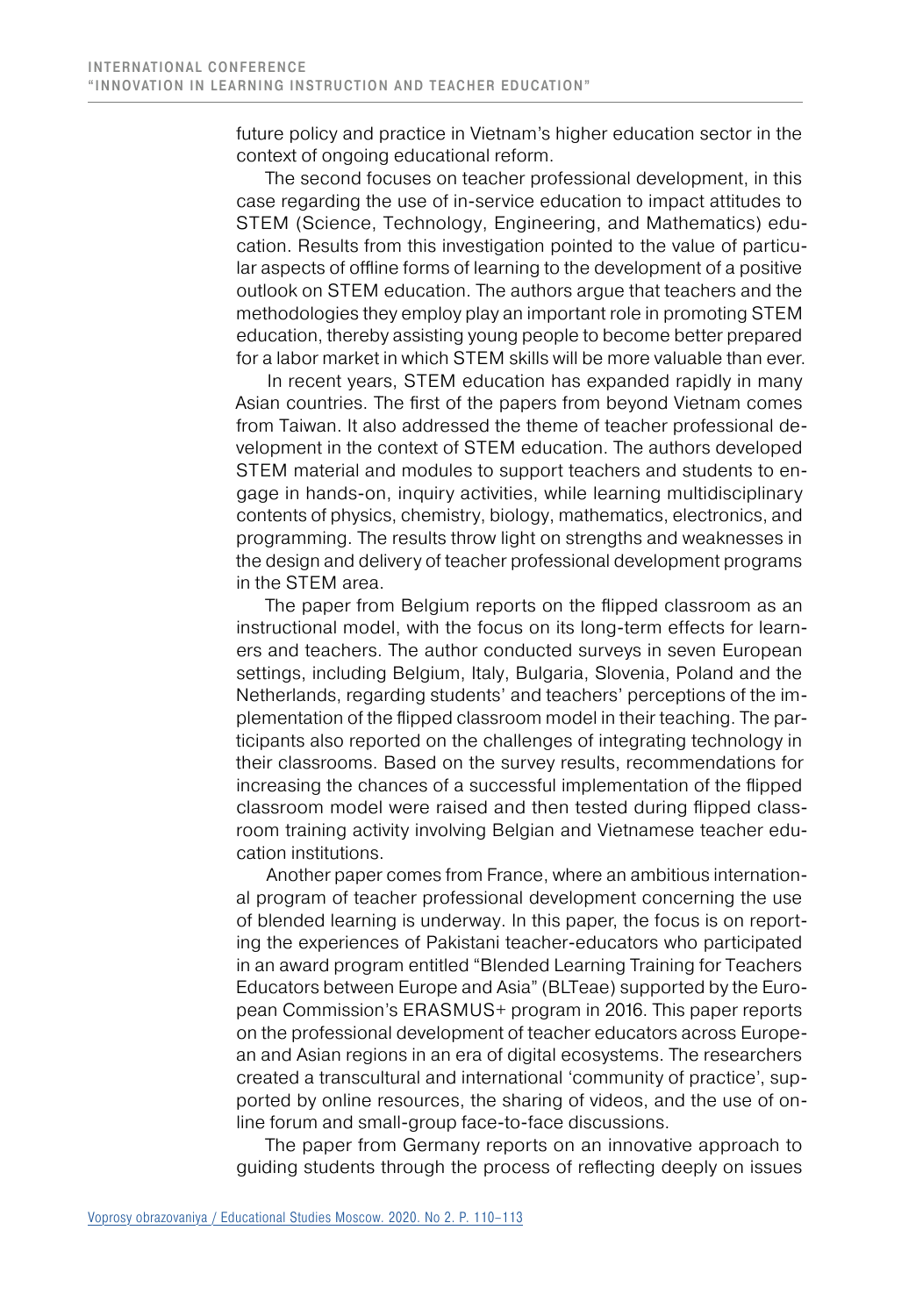future policy and practice in Vietnam's higher education sector in the context of ongoing educational reform.

The second focuses on teacher professional development, in this case regarding the use of in-service education to impact attitudes to STEM (Science, Technology, Engineering, and Mathematics) education. Results from this investigation pointed to the value of particular aspects of offline forms of learning to the development of a positive outlook on STEM education. The authors argue that teachers and the methodologies they employ play an important role in promoting STEM education, thereby assisting young people to become better prepared for a labor market in which STEM skills will be more valuable than ever.

In recent years, STEM education has expanded rapidly in many Asian countries. The first of the papers from beyond Vietnam comes from Taiwan. It also addressed the theme of teacher professional development in the context of STEM education. The authors developed STEM material and modules to support teachers and students to engage in hands-on, inquiry activities, while learning multidisciplinary contents of physics, chemistry, biology, mathematics, electronics, and programming. The results throw light on strengths and weaknesses in the design and delivery of teacher professional development programs in the STEM area.

The paper from Belgium reports on the flipped classroom as an instructional model, with the focus on its long-term effects for learners and teachers. The author conducted surveys in seven European settings, including Belgium, Italy, Bulgaria, Slovenia, Poland and the Netherlands, regarding students' and teachers' perceptions of the implementation of the flipped classroom model in their teaching. The participants also reported on the challenges of integrating technology in their classrooms. Based on the survey results, recommendations for increasing the chances of a successful implementation of the flipped classroom model were raised and then tested during flipped classroom training activity involving Belgian and Vietnamese teacher education institutions.

Another paper comes from France, where an ambitious international program of teacher professional development concerning the use of blended learning is underway. In this paper, the focus is on reporting the experiences of Pakistani teacher-educators who participated in an award program entitled "Blended Learning Training for Teachers Educators between Europe and Asia" (BLTeae) supported by the European Commission's ERASMUS+ program in 2016. This paper reports on the professional development of teacher educators across European and Asian regions in an era of digital ecosystems. The researchers created a transcultural and international 'community of practice', supported by online resources, the sharing of videos, and the use of online forum and small-group face-to-face discussions.

The paper from Germany reports on an innovative approach to guiding students through the process of reflecting deeply on issues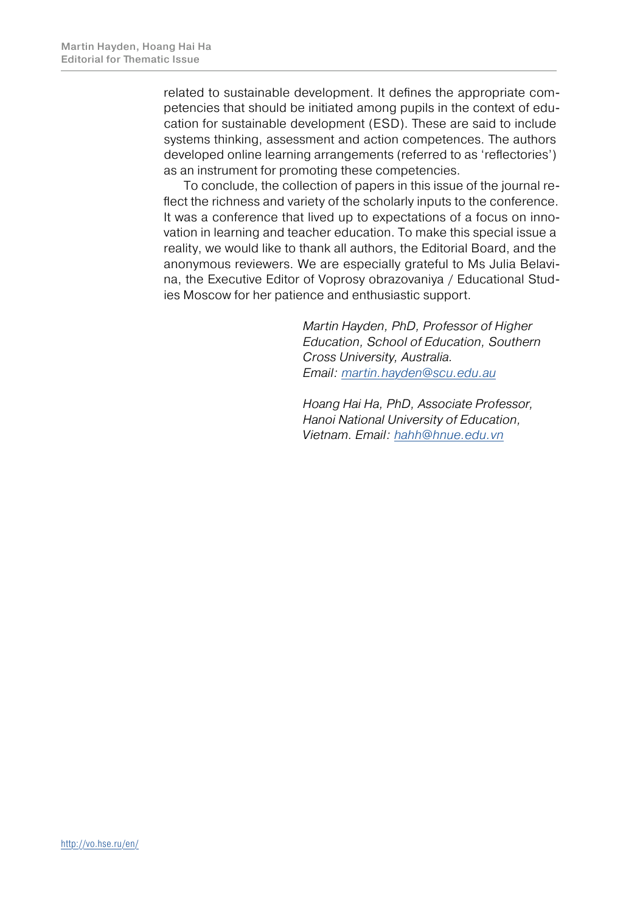related to sustainable development. It defines the appropriate competencies that should be initiated among pupils in the context of education for sustainable development (ESD). These are said to include systems thinking, assessment and action competences. The authors developed online learning arrangements (referred to as 'reflectories') as an instrument for promoting these competencies.

To conclude, the collection of papers in this issue of the journal reflect the richness and variety of the scholarly inputs to the conference. It was a conference that lived up to expectations of a focus on innovation in learning and teacher education. To make this special issue a reality, we would like to thank all authors, the Editorial Board, and the anonymous reviewers. We are especially grateful to Ms Julia Belavina, the Executive Editor of Voprosy obrazovaniya / Educational Studies Moscow for her patience and enthusiastic support.

*Martin Hayden, PhD, Professor of Higher Education, School of Education, Southern Cross University, Australia.*
*Email: martin.hayden@scu.edu.au*

*Hoang Hai Ha, PhD, Associate Professor, Hanoi National University of Education, Vietnam. Email: hahh@hnue.edu.vn*